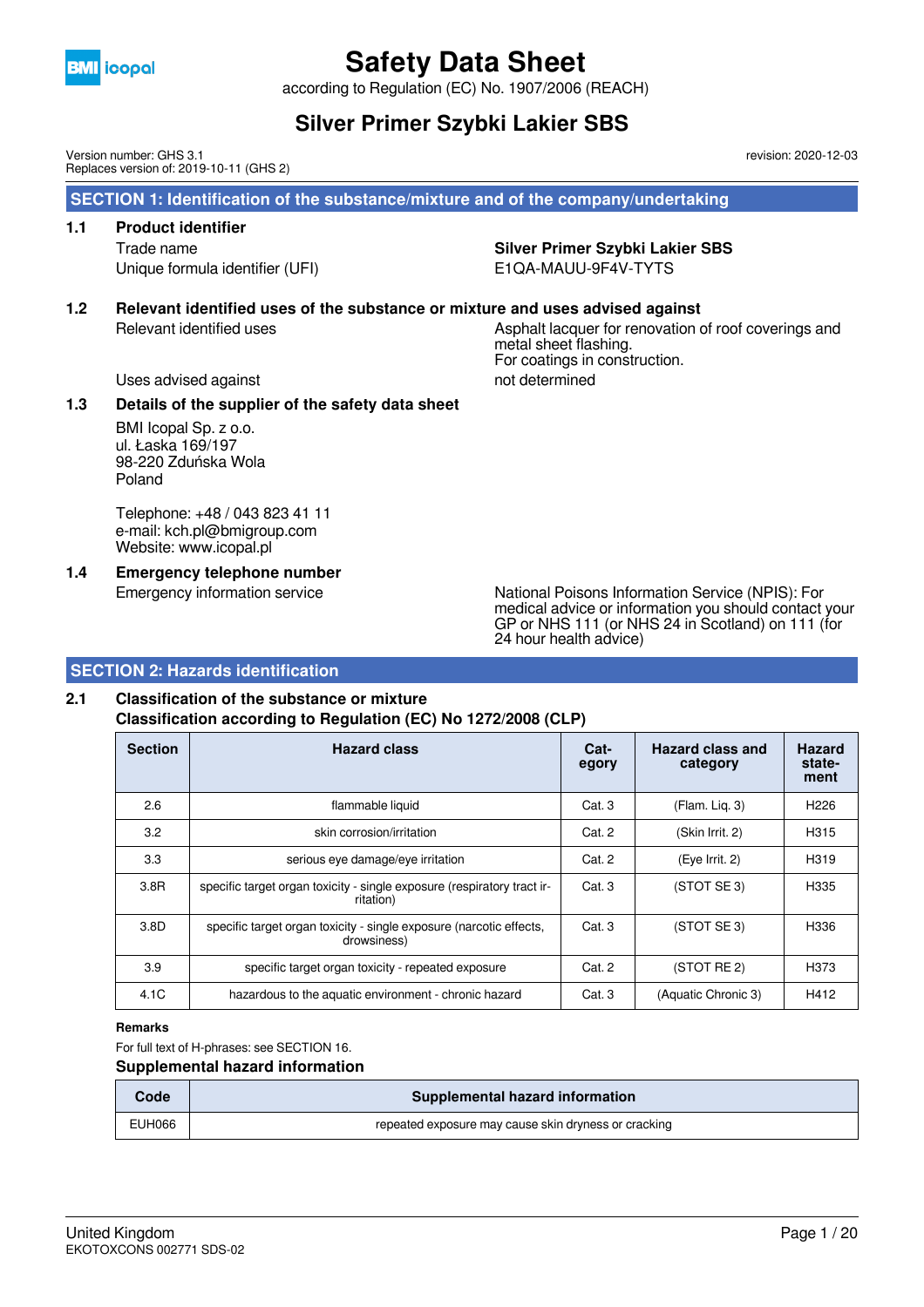# Safety Data Sheet

according to Regulation (EC) No. 1907/2006 (REACH)

## Silver Primer Szybki Lakier SBS

Version number: GHS 3.1
Replaces version of: 2019-10-11 (GHS 2)

revision: 2020-12-03

## SECTION 1: Identification of the substance/mixture and of the company/undertaking

### 1.1 Product identifier

| | |
|---|---|
| Trade name | **Silver Primer Szybki Lakier SBS** |
| Unique formula identifier (UFI) | E1QA-MAUU-9F4V-TYTS |

### 1.2 Relevant identified uses of the substance or mixture and uses advised against

| | |
|---|---|
| Relevant identified uses | Asphalt lacquer for renovation of roof coverings and metal sheet flashing. For coatings in construction. |
| Uses advised against | not determined |

### 1.3 Details of the supplier of the safety data sheet

BMI Icopal Sp. z o.o.
ul. Łaska 169/197
98-220 Zduńska Wola
Poland

Telephone: +48 / 043 823 41 11
e-mail: kch.pl@bmigroup.com
Website: www.icopal.pl

### 1.4 Emergency telephone number

| | |
|---|---|
| Emergency information service | National Poisons Information Service (NPIS): For medical advice or information you should contact your GP or NHS 111 (or NHS 24 in Scotland) on 111 (for 24 hour health advice) |

## SECTION 2: Hazards identification

### 2.1 Classification of the substance or mixture

**Classification according to Regulation (EC) No 1272/2008 (CLP)**

| Section | Hazard class | Cat-egory | Hazard class and category | Hazard state-ment |
|---|---|---|---|---|
| 2.6 | flammable liquid | Cat. 3 | (Flam. Liq. 3) | H226 |
| 3.2 | skin corrosion/irritation | Cat. 2 | (Skin Irrit. 2) | H315 |
| 3.3 | serious eye damage/eye irritation | Cat. 2 | (Eye Irrit. 2) | H319 |
| 3.8R | specific target organ toxicity - single exposure (respiratory tract irritation) | Cat. 3 | (STOT SE 3) | H335 |
| 3.8D | specific target organ toxicity - single exposure (narcotic effects, drowsiness) | Cat. 3 | (STOT SE 3) | H336 |
| 3.9 | specific target organ toxicity - repeated exposure | Cat. 2 | (STOT RE 2) | H373 |
| 4.1C | hazardous to the aquatic environment - chronic hazard | Cat. 3 | (Aquatic Chronic 3) | H412 |

**Remarks**

For full text of H-phrases: see SECTION 16.

**Supplemental hazard information**

| Code | Supplemental hazard information |
|---|---|
| EUH066 | repeated exposure may cause skin dryness or cracking |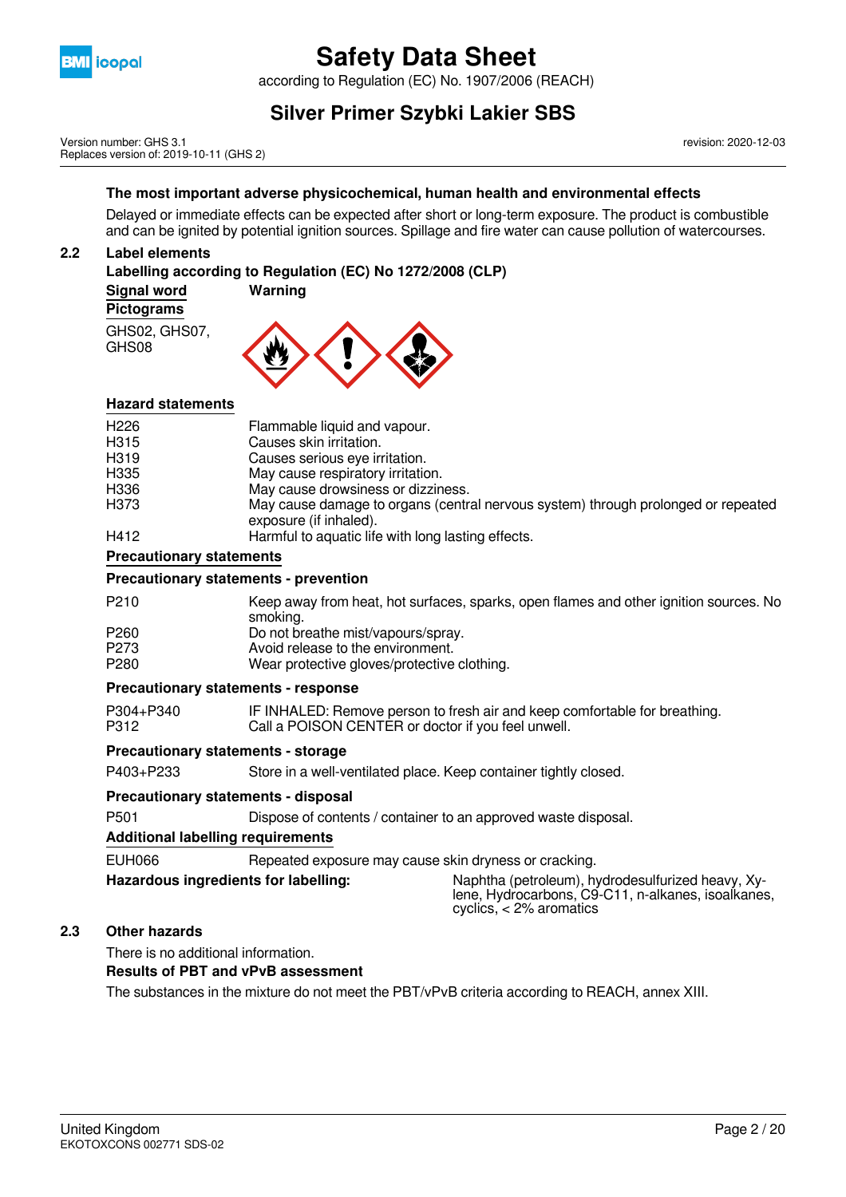**The most important adverse physicochemical, human health and environmental effects**

Delayed or immediate effects can be expected after short or long-term exposure. The product is combustible and can be ignited by potential ignition sources. Spillage and fire water can cause pollution of watercourses.

## 2.2 Label elements

**Labelling according to Regulation (EC) No 1272/2008 (CLP)**

**Signal word** **Warning**

**Pictograms**

GHS02, GHS07, GHS08

**Hazard statements**

| | |
|---|---|
| H226 | Flammable liquid and vapour. |
| H315 | Causes skin irritation. |
| H319 | Causes serious eye irritation. |
| H335 | May cause respiratory irritation. |
| H336 | May cause drowsiness or dizziness. |
| H373 | May cause damage to organs (central nervous system) through prolonged or repeated exposure (if inhaled). |
| H412 | Harmful to aquatic life with long lasting effects. |

**Precautionary statements**

**Precautionary statements - prevention**

| | |
|---|---|
| P210 | Keep away from heat, hot surfaces, sparks, open flames and other ignition sources. No smoking. |
| P260 | Do not breathe mist/vapours/spray. |
| P273 | Avoid release to the environment. |
| P280 | Wear protective gloves/protective clothing. |

**Precautionary statements - response**

| | |
|---|---|
| P304+P340 | IF INHALED: Remove person to fresh air and keep comfortable for breathing. |
| P312 | Call a POISON CENTER or doctor if you feel unwell. |

**Precautionary statements - storage**

| | |
|---|---|
| P403+P233 | Store in a well-ventilated place. Keep container tightly closed. |

**Precautionary statements - disposal**

| | |
|---|---|
| P501 | Dispose of contents / container to an approved waste disposal. |

**Additional labelling requirements**

| | |
|---|---|
| EUH066 | Repeated exposure may cause skin dryness or cracking. |

**Hazardous ingredients for labelling:** Naphtha (petroleum), hydrodesulfurized heavy, Xylene, Hydrocarbons, C9-C11, n-alkanes, isoalkanes, cyclics, < 2% aromatics

## 2.3 Other hazards

There is no additional information.

**Results of PBT and vPvB assessment**

The substances in the mixture do not meet the PBT/vPvB criteria according to REACH, annex XIII.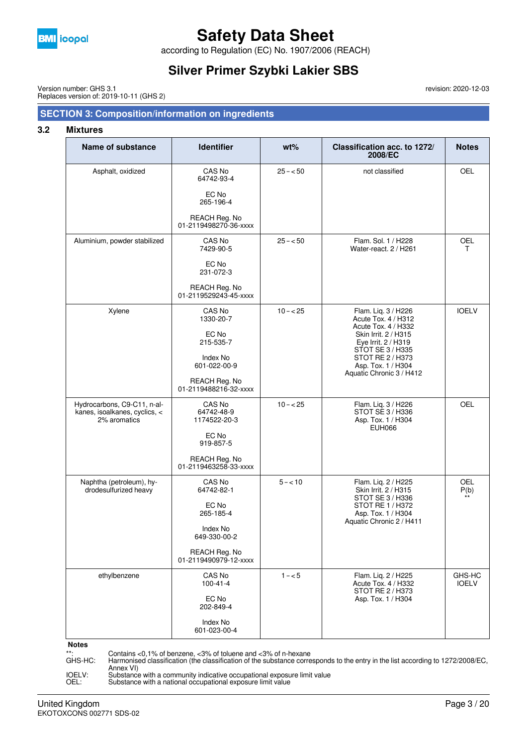## SECTION 3: Composition/information on ingredients

### 3.2 Mixtures

| Name of substance | Identifier | wt% | Classification acc. to 1272/ 2008/EC | Notes |
|---|---|---|---|---|
| Asphalt, oxidized | CAS No<br>64742-93-4<br><br>EC No<br>265-196-4<br><br>REACH Reg. No<br>01-2119498270-36-xxxx | 25 – < 50 | not classified | OEL |
| Aluminium, powder stabilized | CAS No<br>7429-90-5<br><br>EC No<br>231-072-3<br><br>REACH Reg. No<br>01-2119529243-45-xxxx | 25 – < 50 | Flam. Sol. 1 / H228<br>Water-react. 2 / H261 | OEL<br>T |
| Xylene | CAS No<br>1330-20-7<br><br>EC No<br>215-535-7<br><br>Index No<br>601-022-00-9<br><br>REACH Reg. No<br>01-2119488216-32-xxxx | 10 – < 25 | Flam. Liq. 3 / H226<br>Acute Tox. 4 / H312<br>Acute Tox. 4 / H332<br>Skin Irrit. 2 / H315<br>Eye Irrit. 2 / H319<br>STOT SE 3 / H335<br>STOT RE 2 / H373<br>Asp. Tox. 1 / H304<br>Aquatic Chronic 3 / H412 | IOELV |
| Hydrocarbons, C9-C11, n-alkanes, isoalkanes, cyclics, < 2% aromatics | CAS No<br>64742-48-9<br>1174522-20-3<br><br>EC No<br>919-857-5<br><br>REACH Reg. No<br>01-2119463258-33-xxxx | 10 – < 25 | Flam. Liq. 3 / H226<br>STOT SE 3 / H336<br>Asp. Tox. 1 / H304<br>EUH066 | OEL |
| Naphtha (petroleum), hydrodesulfurized heavy | CAS No<br>64742-82-1<br><br>EC No<br>265-185-4<br><br>Index No<br>649-330-00-2<br><br>REACH Reg. No<br>01-2119490979-12-xxxx | 5 – < 10 | Flam. Liq. 2 / H225<br>Skin Irrit. 2 / H315<br>STOT SE 3 / H336<br>STOT RE 1 / H372<br>Asp. Tox. 1 / H304<br>Aquatic Chronic 2 / H411 | OEL<br>P(b)<br>** |
| ethylbenzene | CAS No<br>100-41-4<br><br>EC No<br>202-849-4<br><br>Index No<br>601-023-00-4 | 1 – < 5 | Flam. Liq. 2 / H225<br>Acute Tox. 4 / H332<br>STOT RE 2 / H373<br>Asp. Tox. 1 / H304 | GHS-HC<br>IOELV |

**Notes**

- **: Contains <0,1% of benzene, <3% of toluene and <3% of n-hexane
- GHS-HC: Harmonised classification (the classification of the substance corresponds to the entry in the list according to 1272/2008/EC, Annex VI)
- IOELV: Substance with a community indicative occupational exposure limit value
- OEL: Substance with a national occupational exposure limit value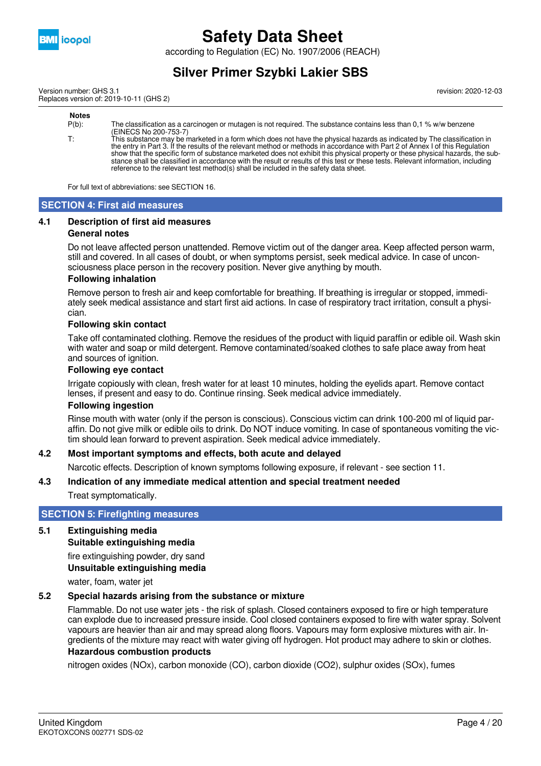**Notes**

P(b): The classification as a carcinogen or mutagen is not required. The substance contains less than 0,1 % w/w benzene (EINECS No 200-753-7)

T: This substance may be marketed in a form which does not have the physical hazards as indicated by The classification in the entry in Part 3. If the results of the relevant method or methods in accordance with Part 2 of Annex I of this Regulation show that the specific form of substance marketed does not exhibit this physical property or these physical hazards, the substance shall be classified in accordance with the result or results of this test or these tests. Relevant information, including reference to the relevant test method(s) shall be included in the safety data sheet.

For full text of abbreviations: see SECTION 16.

## SECTION 4: First aid measures

### 4.1 Description of first aid measures

**General notes**

Do not leave affected person unattended. Remove victim out of the danger area. Keep affected person warm, still and covered. In all cases of doubt, or when symptoms persist, seek medical advice. In case of unconsciousness place person in the recovery position. Never give anything by mouth.

**Following inhalation**

Remove person to fresh air and keep comfortable for breathing. If breathing is irregular or stopped, immediately seek medical assistance and start first aid actions. In case of respiratory tract irritation, consult a physician.

**Following skin contact**

Take off contaminated clothing. Remove the residues of the product with liquid paraffin or edible oil. Wash skin with water and soap or mild detergent. Remove contaminated/soaked clothes to safe place away from heat and sources of ignition.

**Following eye contact**

Irrigate copiously with clean, fresh water for at least 10 minutes, holding the eyelids apart. Remove contact lenses, if present and easy to do. Continue rinsing. Seek medical advice immediately.

**Following ingestion**

Rinse mouth with water (only if the person is conscious). Conscious victim can drink 100-200 ml of liquid paraffin. Do not give milk or edible oils to drink. Do NOT induce vomiting. In case of spontaneous vomiting the victim should lean forward to prevent aspiration. Seek medical advice immediately.

### 4.2 Most important symptoms and effects, both acute and delayed

Narcotic effects. Description of known symptoms following exposure, if relevant - see section 11.

### 4.3 Indication of any immediate medical attention and special treatment needed

Treat symptomatically.

## SECTION 5: Firefighting measures

### 5.1 Extinguishing media

**Suitable extinguishing media**

fire extinguishing powder, dry sand

**Unsuitable extinguishing media**

water, foam, water jet

### 5.2 Special hazards arising from the substance or mixture

Flammable. Do not use water jets - the risk of splash. Closed containers exposed to fire or high temperature can explode due to increased pressure inside. Cool closed containers exposed to fire with water spray. Solvent vapours are heavier than air and may spread along floors. Vapours may form explosive mixtures with air. Ingredients of the mixture may react with water giving off hydrogen. Hot product may adhere to skin or clothes.

**Hazardous combustion products**

nitrogen oxides (NOx), carbon monoxide (CO), carbon dioxide ($CO_2$), sulphur oxides (SOx), fumes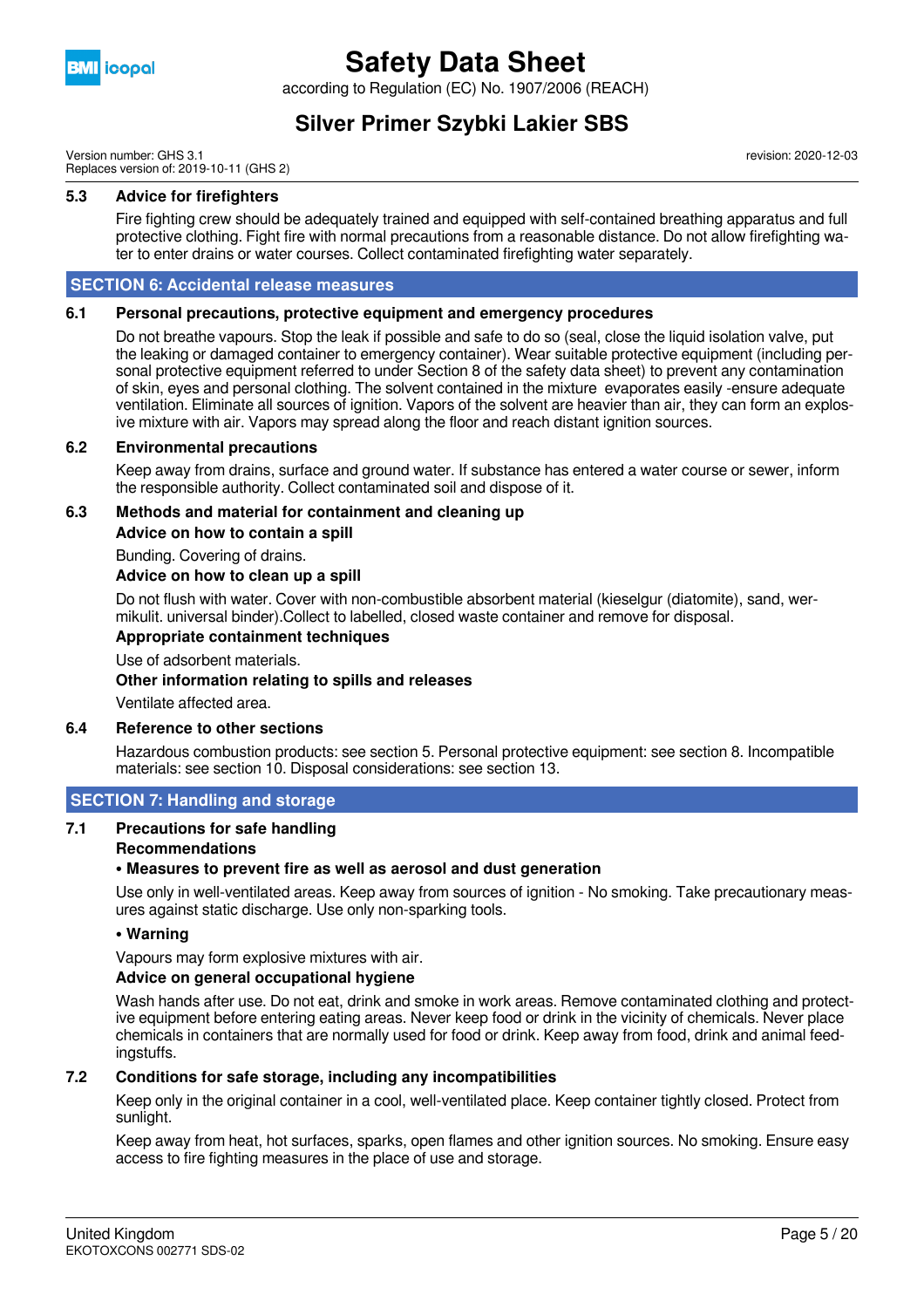### 5.3 Advice for firefighters

Fire fighting crew should be adequately trained and equipped with self-contained breathing apparatus and full protective clothing. Fight fire with normal precautions from a reasonable distance. Do not allow firefighting water to enter drains or water courses. Collect contaminated firefighting water separately.

## SECTION 6: Accidental release measures

### 6.1 Personal precautions, protective equipment and emergency procedures

Do not breathe vapours. Stop the leak if possible and safe to do so (seal, close the liquid isolation valve, put the leaking or damaged container to emergency container). Wear suitable protective equipment (including personal protective equipment referred to under Section 8 of the safety data sheet) to prevent any contamination of skin, eyes and personal clothing. The solvent contained in the mixture evaporates easily -ensure adequate ventilation. Eliminate all sources of ignition. Vapors of the solvent are heavier than air, they can form an explosive mixture with air. Vapors may spread along the floor and reach distant ignition sources.

### 6.2 Environmental precautions

Keep away from drains, surface and ground water. If substance has entered a water course or sewer, inform the responsible authority. Collect contaminated soil and dispose of it.

### 6.3 Methods and material for containment and cleaning up

**Advice on how to contain a spill**

Bunding. Covering of drains.

**Advice on how to clean up a spill**

Do not flush with water. Cover with non-combustible absorbent material (kieselgur (diatomite), sand, wermikulit. universal binder).Collect to labelled, closed waste container and remove for disposal.

**Appropriate containment techniques**

Use of adsorbent materials.

**Other information relating to spills and releases**

Ventilate affected area.

### 6.4 Reference to other sections

Hazardous combustion products: see section 5. Personal protective equipment: see section 8. Incompatible materials: see section 10. Disposal considerations: see section 13.

## SECTION 7: Handling and storage

### 7.1 Precautions for safe handling

**Recommendations**

**• Measures to prevent fire as well as aerosol and dust generation**

Use only in well-ventilated areas. Keep away from sources of ignition - No smoking. Take precautionary measures against static discharge. Use only non-sparking tools.

**• Warning**

Vapours may form explosive mixtures with air.

**Advice on general occupational hygiene**

Wash hands after use. Do not eat, drink and smoke in work areas. Remove contaminated clothing and protective equipment before entering eating areas. Never keep food or drink in the vicinity of chemicals. Never place chemicals in containers that are normally used for food or drink. Keep away from food, drink and animal feedingstuffs.

### 7.2 Conditions for safe storage, including any incompatibilities

Keep only in the original container in a cool, well-ventilated place. Keep container tightly closed. Protect from sunlight.

Keep away from heat, hot surfaces, sparks, open flames and other ignition sources. No smoking. Ensure easy access to fire fighting measures in the place of use and storage.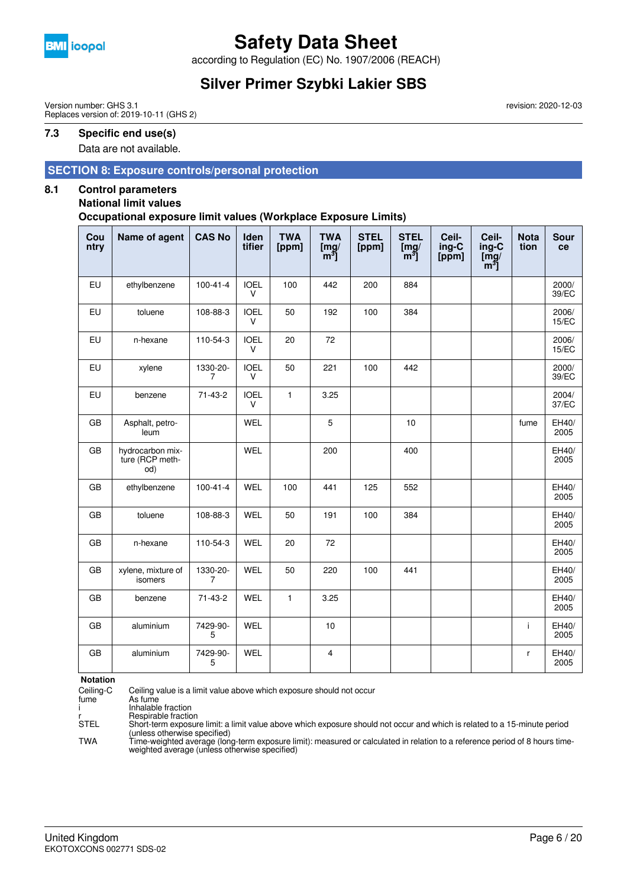### 7.3 Specific end use(s)

Data are not available.

## SECTION 8: Exposure controls/personal protection

### 8.1 Control parameters

**National limit values**

**Occupational exposure limit values (Workplace Exposure Limits)**

| Country | Name of agent | CAS No | Identifier | TWA [ppm] | TWA [mg/m³] | STEL [ppm] | STEL [mg/m³] | Ceiling-C [ppm] | Ceiling-C [mg/m³] | Notation | Source |
|---|---|---|---|---|---|---|---|---|---|---|---|
| EU | ethylbenzene | 100-41-4 | IOELV | 100 | 442 | 200 | 884 | | | | 2000/39/EC |
| EU | toluene | 108-88-3 | IOELV | 50 | 192 | 100 | 384 | | | | 2006/15/EC |
| EU | n-hexane | 110-54-3 | IOELV | 20 | 72 | | | | | | 2006/15/EC |
| EU | xylene | 1330-20-7 | IOELV | 50 | 221 | 100 | 442 | | | | 2000/39/EC |
| EU | benzene | 71-43-2 | IOELV | 1 | 3.25 | | | | | | 2004/37/EC |
| GB | Asphalt, petroleum | | WEL | | 5 | | 10 | | | fume | EH40/2005 |
| GB | hydrocarbon mixture (RCP method) | | WEL | | 200 | | 400 | | | | EH40/2005 |
| GB | ethylbenzene | 100-41-4 | WEL | 100 | 441 | 125 | 552 | | | | EH40/2005 |
| GB | toluene | 108-88-3 | WEL | 50 | 191 | 100 | 384 | | | | EH40/2005 |
| GB | n-hexane | 110-54-3 | WEL | 20 | 72 | | | | | | EH40/2005 |
| GB | xylene, mixture of isomers | 1330-20-7 | WEL | 50 | 220 | 100 | 441 | | | | EH40/2005 |
| GB | benzene | 71-43-2 | WEL | 1 | 3.25 | | | | | | EH40/2005 |
| GB | aluminium | 7429-90-5 | WEL | | 10 | | | | | i | EH40/2005 |
| GB | aluminium | 7429-90-5 | WEL | | 4 | | | | | r | EH40/2005 |

**Notation**

- Ceiling-C: Ceiling value is a limit value above which exposure should not occur
- fume: As fume
- i: Inhalable fraction
- r: Respirable fraction
- STEL: Short-term exposure limit: a limit value above which exposure should not occur and which is related to a 15-minute period (unless otherwise specified)
- TWA: Time-weighted average (long-term exposure limit): measured or calculated in relation to a reference period of 8 hours time-weighted average (unless otherwise specified)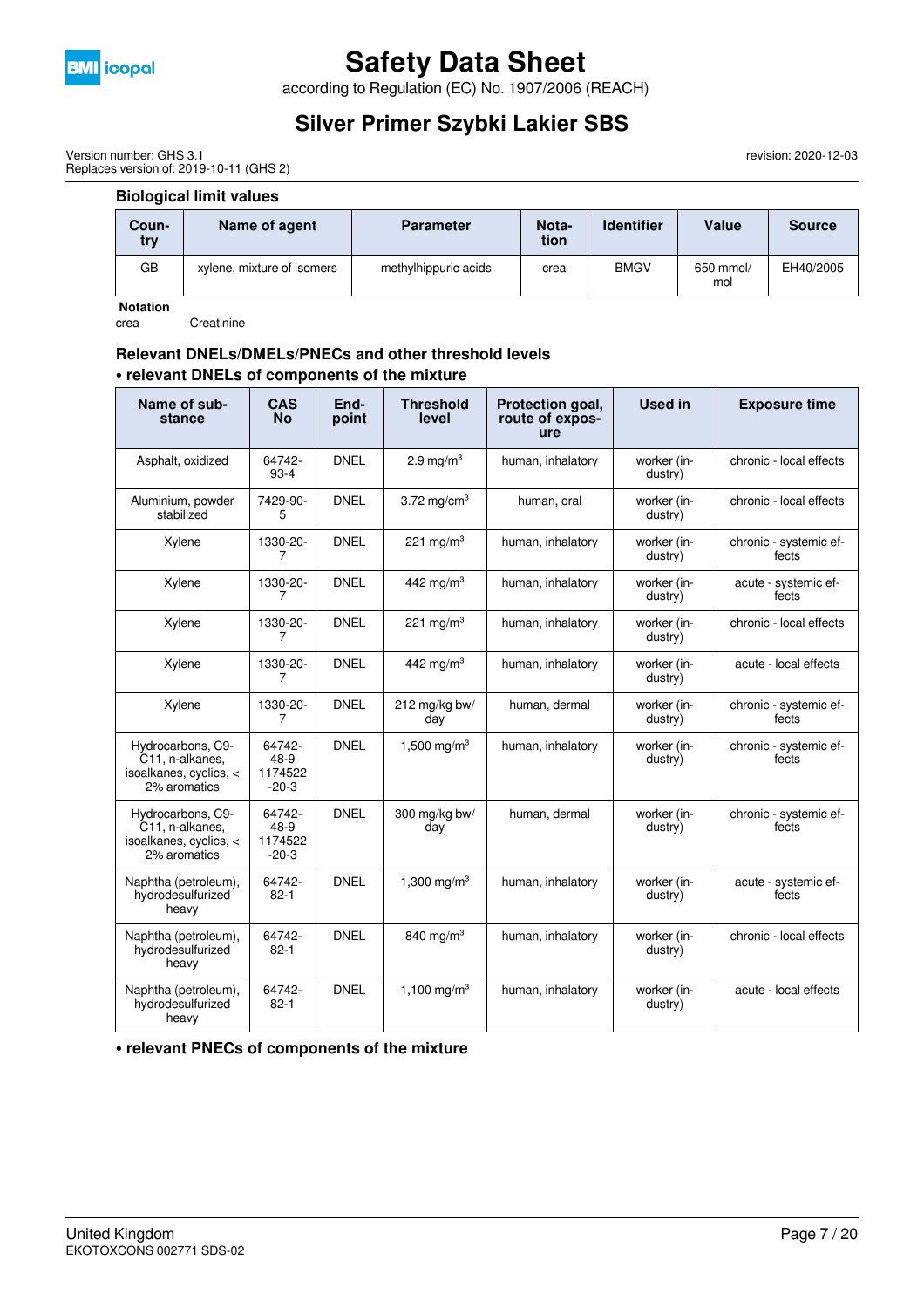### Biological limit values

| Country | Name of agent | Parameter | Notation | Identifier | Value | Source |
|---|---|---|---|---|---|---|
| GB | xylene, mixture of isomers | methylhippuric acids | crea | BMGV | 650 mmol/mol | EH40/2005 |

**Notation**
crea Creatinine

### Relevant DNELs/DMELs/PNECs and other threshold levels

**• relevant DNELs of components of the mixture**

| Name of substance | CAS No | Endpoint | Threshold level | Protection goal, route of exposure | Used in | Exposure time |
|---|---|---|---|---|---|---|
| Asphalt, oxidized | 64742-93-4 | DNEL | 2.9 mg/m³ | human, inhalatory | worker (industry) | chronic - local effects |
| Aluminium, powder stabilized | 7429-90-5 | DNEL | 3.72 mg/cm³ | human, oral | worker (industry) | chronic - local effects |
| Xylene | 1330-20-7 | DNEL | 221 mg/m³ | human, inhalatory | worker (industry) | chronic - systemic effects |
| Xylene | 1330-20-7 | DNEL | 442 mg/m³ | human, inhalatory | worker (industry) | acute - systemic effects |
| Xylene | 1330-20-7 | DNEL | 221 mg/m³ | human, inhalatory | worker (industry) | chronic - local effects |
| Xylene | 1330-20-7 | DNEL | 442 mg/m³ | human, inhalatory | worker (industry) | acute - local effects |
| Xylene | 1330-20-7 | DNEL | 212 mg/kg bw/day | human, dermal | worker (industry) | chronic - systemic effects |
| Hydrocarbons, C9-C11, n-alkanes, isoalkanes, cyclics, < 2% aromatics | 64742-48-9 1174522-20-3 | DNEL | 1,500 mg/m³ | human, inhalatory | worker (industry) | chronic - systemic effects |
| Hydrocarbons, C9-C11, n-alkanes, isoalkanes, cyclics, < 2% aromatics | 64742-48-9 1174522-20-3 | DNEL | 300 mg/kg bw/day | human, dermal | worker (industry) | chronic - systemic effects |
| Naphtha (petroleum), hydrodesulfurized heavy | 64742-82-1 | DNEL | 1,300 mg/m³ | human, inhalatory | worker (industry) | acute - systemic effects |
| Naphtha (petroleum), hydrodesulfurized heavy | 64742-82-1 | DNEL | 840 mg/m³ | human, inhalatory | worker (industry) | chronic - local effects |
| Naphtha (petroleum), hydrodesulfurized heavy | 64742-82-1 | DNEL | 1,100 mg/m³ | human, inhalatory | worker (industry) | acute - local effects |

**• relevant PNECs of components of the mixture**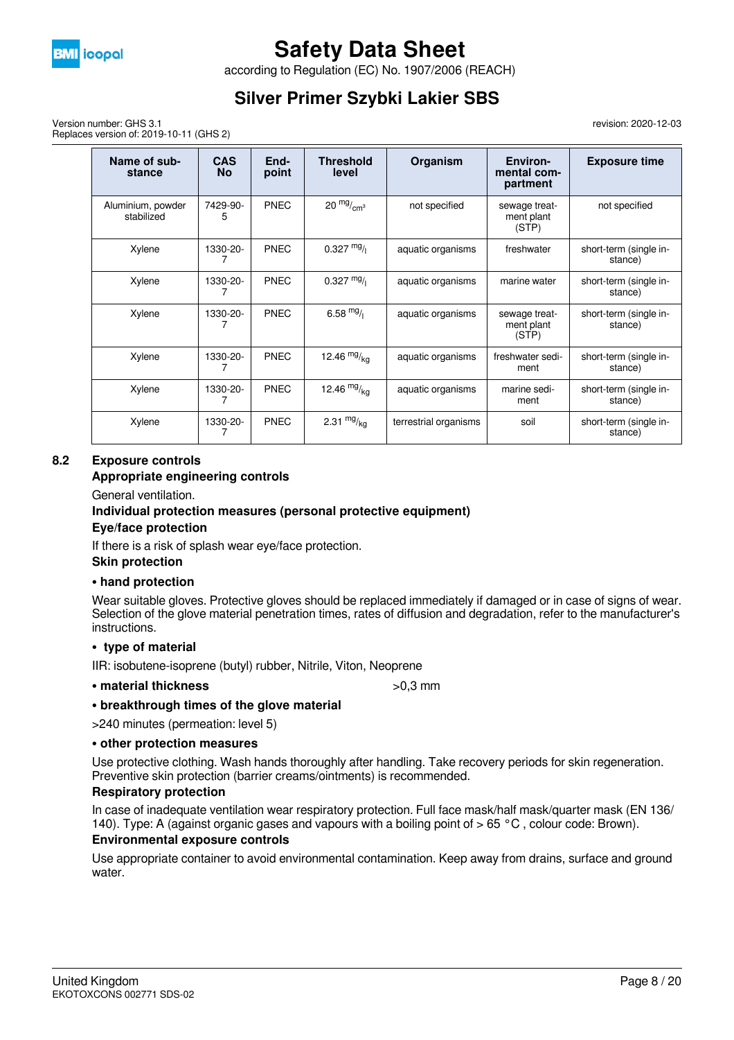| Name of substance | CAS No | End-point | Threshold level | Organism | Environmental compartment | Exposure time |
|---|---|---|---|---|---|---|
| Aluminium, powder stabilized | 7429-90-5 | PNEC | 20 $^{mg}/_{cm^3}$ | not specified | sewage treatment plant (STP) | not specified |
| Xylene | 1330-20-7 | PNEC | 0.327 $^{mg}/_{l}$ | aquatic organisms | freshwater | short-term (single instance) |
| Xylene | 1330-20-7 | PNEC | 0.327 $^{mg}/_{l}$ | aquatic organisms | marine water | short-term (single instance) |
| Xylene | 1330-20-7 | PNEC | 6.58 $^{mg}/_{l}$ | aquatic organisms | sewage treatment plant (STP) | short-term (single instance) |
| Xylene | 1330-20-7 | PNEC | 12.46 $^{mg}/_{kg}$ | aquatic organisms | freshwater sediment | short-term (single instance) |
| Xylene | 1330-20-7 | PNEC | 12.46 $^{mg}/_{kg}$ | aquatic organisms | marine sediment | short-term (single instance) |
| Xylene | 1330-20-7 | PNEC | 2.31 $^{mg}/_{kg}$ | terrestrial organisms | soil | short-term (single instance) |

## 8.2 Exposure controls

**Appropriate engineering controls**

General ventilation.

**Individual protection measures (personal protective equipment)**

**Eye/face protection**

If there is a risk of splash wear eye/face protection.

**Skin protection**

**• hand protection**

Wear suitable gloves. Protective gloves should be replaced immediately if damaged or in case of signs of wear. Selection of the glove material penetration times, rates of diffusion and degradation, refer to the manufacturer's instructions.

**• type of material**

IIR: isobutene-isoprene (butyl) rubber, Nitrile, Viton, Neoprene

**• material thickness** >0,3 mm

**• breakthrough times of the glove material**

>240 minutes (permeation: level 5)

**• other protection measures**

Use protective clothing. Wash hands thoroughly after handling. Take recovery periods for skin regeneration. Preventive skin protection (barrier creams/ointments) is recommended.

**Respiratory protection**

In case of inadequate ventilation wear respiratory protection. Full face mask/half mask/quarter mask (EN 136/140). Type: A (against organic gases and vapours with a boiling point of > 65 °C , colour code: Brown).

**Environmental exposure controls**

Use appropriate container to avoid environmental contamination. Keep away from drains, surface and ground water.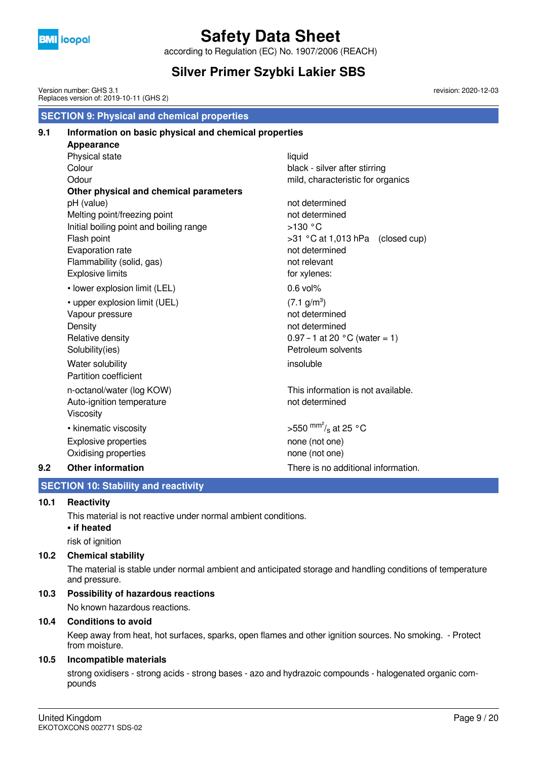## SECTION 9: Physical and chemical properties

### 9.1 Information on basic physical and chemical properties

| | |
|---|---|
| **Appearance** | |
| Physical state | liquid |
| Colour | black - silver after stirring |
| Odour | mild, characteristic for organics |
| **Other physical and chemical parameters** | |
| pH (value) | not determined |
| Melting point/freezing point | not determined |
| Initial boiling point and boiling range | >130 °C |
| Flash point | >31 °C at 1,013 hPa (closed cup) |
| Evaporation rate | not determined |
| Flammability (solid, gas) | not relevant |
| Explosive limits | for xylenes: |
| • lower explosion limit (LEL) | 0.6 vol% |
| • upper explosion limit (UEL) | (7.1 $g/m^3$) |
| Vapour pressure | not determined |
| Density | not determined |
| Relative density | 0.97 – 1 at 20 °C (water = 1) |
| Solubility(ies) | Petroleum solvents |
| Water solubility | insoluble |
| Partition coefficient | |
| n-octanol/water (log KOW) | This information is not available. |
| Auto-ignition temperature | not determined |
| Viscosity | |
| • kinematic viscosity | >550 $^{mm^2}/_{s}$ at 25 °C |
| Explosive properties | none (not one) |
| Oxidising properties | none (not one) |

### 9.2 Other information

There is no additional information.

## SECTION 10: Stability and reactivity

### 10.1 Reactivity

This material is not reactive under normal ambient conditions.

**• if heated**

risk of ignition

### 10.2 Chemical stability

The material is stable under normal ambient and anticipated storage and handling conditions of temperature and pressure.

### 10.3 Possibility of hazardous reactions

No known hazardous reactions.

### 10.4 Conditions to avoid

Keep away from heat, hot surfaces, sparks, open flames and other ignition sources. No smoking. - Protect from moisture.

### 10.5 Incompatible materials

strong oxidisers - strong acids - strong bases - azo and hydrazoic compounds - halogenated organic compounds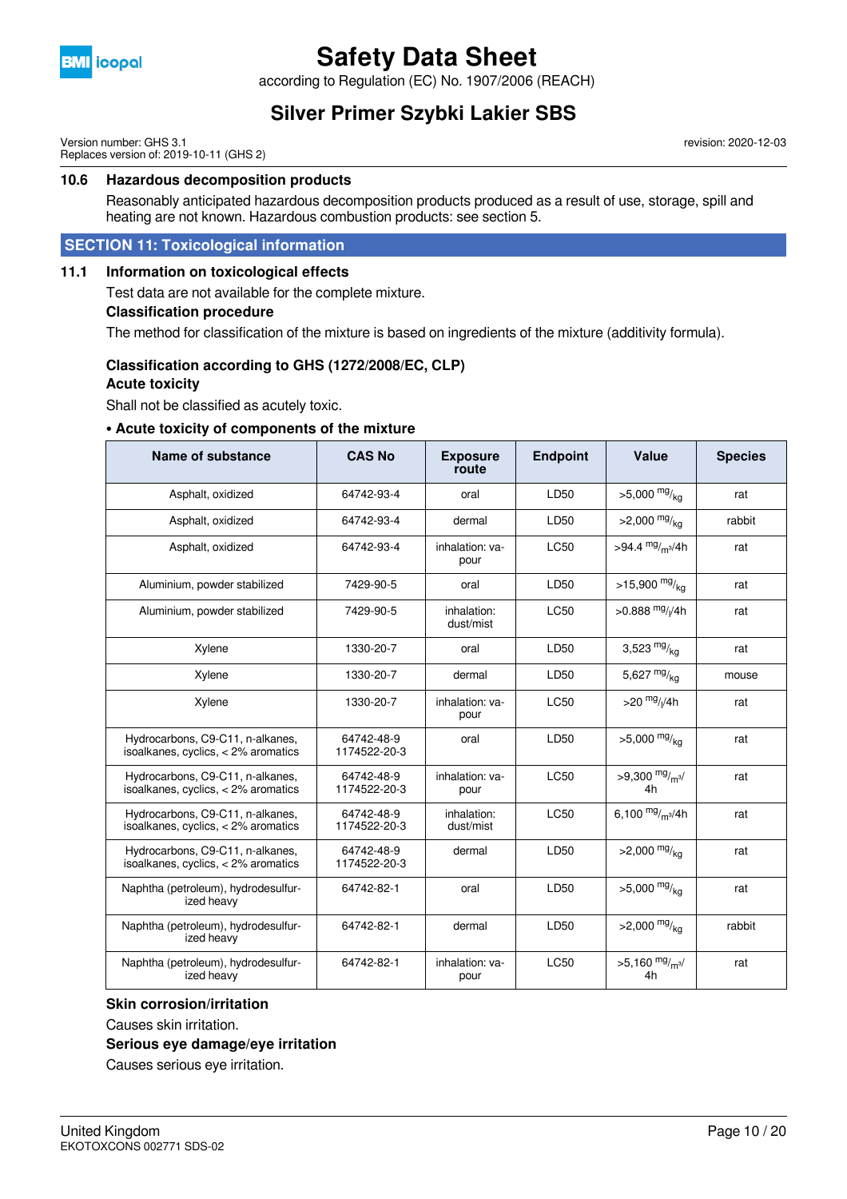### 10.6 Hazardous decomposition products

Reasonably anticipated hazardous decomposition products produced as a result of use, storage, spill and heating are not known. Hazardous combustion products: see section 5.

## SECTION 11: Toxicological information

### 11.1 Information on toxicological effects

Test data are not available for the complete mixture.

**Classification procedure**

The method for classification of the mixture is based on ingredients of the mixture (additivity formula).

**Classification according to GHS (1272/2008/EC, CLP)**

**Acute toxicity**

Shall not be classified as acutely toxic.

**• Acute toxicity of components of the mixture**

| Name of substance | CAS No | Exposure route | Endpoint | Value | Species |
|---|---|---|---|---|---|
| Asphalt, oxidized | 64742-93-4 | oral | LD50 | >5,000 mg/kg | rat |
| Asphalt, oxidized | 64742-93-4 | dermal | LD50 | >2,000 mg/kg | rabbit |
| Asphalt, oxidized | 64742-93-4 | inhalation: vapour | LC50 | >94.4 mg/m³/4h | rat |
| Aluminium, powder stabilized | 7429-90-5 | oral | LD50 | >15,900 mg/kg | rat |
| Aluminium, powder stabilized | 7429-90-5 | inhalation: dust/mist | LC50 | >0.888 mg/l/4h | rat |
| Xylene | 1330-20-7 | oral | LD50 | 3,523 mg/kg | rat |
| Xylene | 1330-20-7 | dermal | LD50 | 5,627 mg/kg | mouse |
| Xylene | 1330-20-7 | inhalation: vapour | LC50 | >20 mg/l/4h | rat |
| Hydrocarbons, C9-C11, n-alkanes, isoalkanes, cyclics, < 2% aromatics | 64742-48-9 1174522-20-3 | oral | LD50 | >5,000 mg/kg | rat |
| Hydrocarbons, C9-C11, n-alkanes, isoalkanes, cyclics, < 2% aromatics | 64742-48-9 1174522-20-3 | inhalation: vapour | LC50 | >9,300 mg/m³/4h | rat |
| Hydrocarbons, C9-C11, n-alkanes, isoalkanes, cyclics, < 2% aromatics | 64742-48-9 1174522-20-3 | inhalation: dust/mist | LC50 | 6,100 mg/m³/4h | rat |
| Hydrocarbons, C9-C11, n-alkanes, isoalkanes, cyclics, < 2% aromatics | 64742-48-9 1174522-20-3 | dermal | LD50 | >2,000 mg/kg | rat |
| Naphtha (petroleum), hydrodesulfurized heavy | 64742-82-1 | oral | LD50 | >5,000 mg/kg | rat |
| Naphtha (petroleum), hydrodesulfurized heavy | 64742-82-1 | dermal | LD50 | >2,000 mg/kg | rabbit |
| Naphtha (petroleum), hydrodesulfurized heavy | 64742-82-1 | inhalation: vapour | LC50 | >5,160 mg/m³/4h | rat |

**Skin corrosion/irritation**

Causes skin irritation.

**Serious eye damage/eye irritation**

Causes serious eye irritation.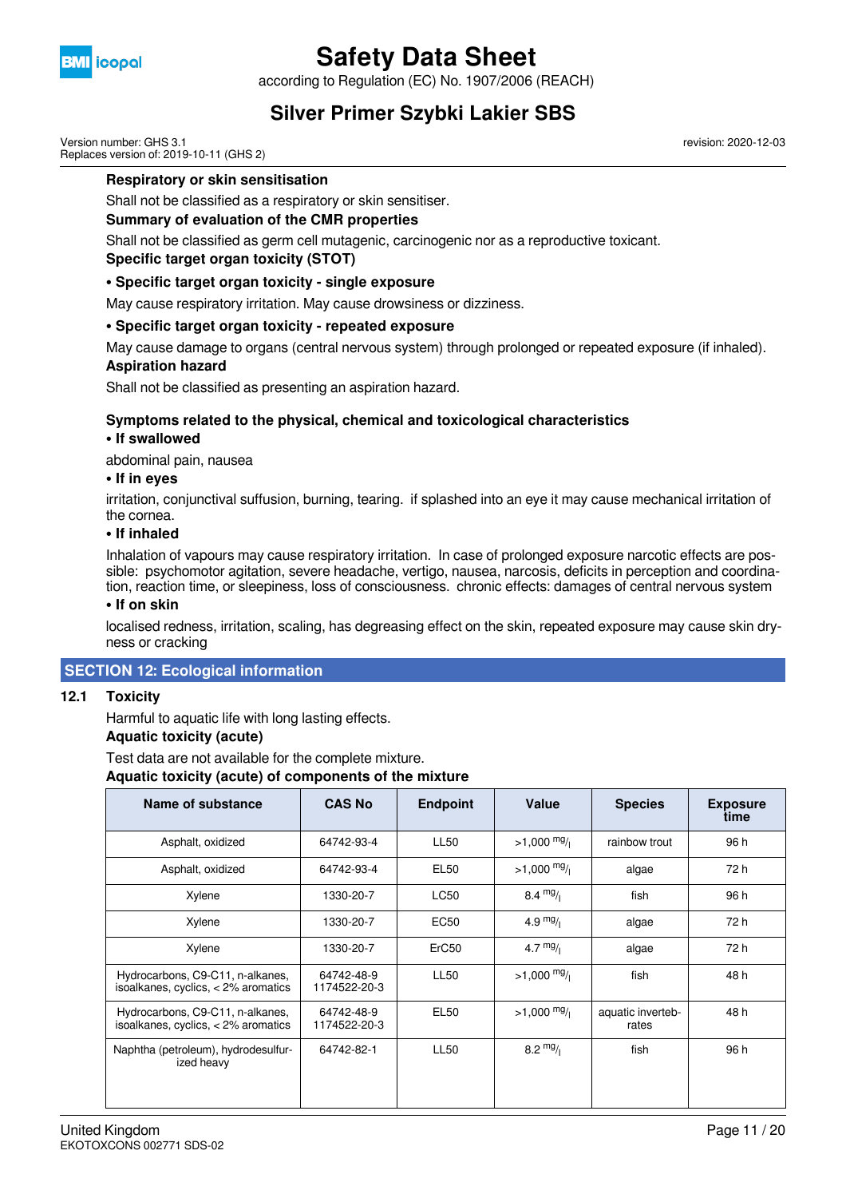**Respiratory or skin sensitisation**

Shall not be classified as a respiratory or skin sensitiser.

**Summary of evaluation of the CMR properties**

Shall not be classified as germ cell mutagenic, carcinogenic nor as a reproductive toxicant.

**Specific target organ toxicity (STOT)**

**• Specific target organ toxicity - single exposure**

May cause respiratory irritation. May cause drowsiness or dizziness.

**• Specific target organ toxicity - repeated exposure**

May cause damage to organs (central nervous system) through prolonged or repeated exposure (if inhaled).

**Aspiration hazard**

Shall not be classified as presenting an aspiration hazard.

**Symptoms related to the physical, chemical and toxicological characteristics**

**• If swallowed**

abdominal pain, nausea

**• If in eyes**

irritation, conjunctival suffusion, burning, tearing. if splashed into an eye it may cause mechanical irritation of the cornea.

**• If inhaled**

Inhalation of vapours may cause respiratory irritation. In case of prolonged exposure narcotic effects are possible: psychomotor agitation, severe headache, vertigo, nausea, narcosis, deficits in perception and coordination, reaction time, or sleepiness, loss of consciousness. chronic effects: damages of central nervous system

**• If on skin**

localised redness, irritation, scaling, has degreasing effect on the skin, repeated exposure may cause skin dryness or cracking

## SECTION 12: Ecological information

### 12.1 Toxicity

Harmful to aquatic life with long lasting effects.

**Aquatic toxicity (acute)**

Test data are not available for the complete mixture.

**Aquatic toxicity (acute) of components of the mixture**

| Name of substance | CAS No | Endpoint | Value | Species | Exposure time |
|---|---|---|---|---|---|
| Asphalt, oxidized | 64742-93-4 | LL50 | >1,000 mg/l | rainbow trout | 96 h |
| Asphalt, oxidized | 64742-93-4 | EL50 | >1,000 mg/l | algae | 72 h |
| Xylene | 1330-20-7 | LC50 | 8.4 mg/l | fish | 96 h |
| Xylene | 1330-20-7 | EC50 | 4.9 mg/l | algae | 72 h |
| Xylene | 1330-20-7 | ErC50 | 4.7 mg/l | algae | 72 h |
| Hydrocarbons, C9-C11, n-alkanes, isoalkanes, cyclics, < 2% aromatics | 64742-48-9 1174522-20-3 | LL50 | >1,000 mg/l | fish | 48 h |
| Hydrocarbons, C9-C11, n-alkanes, isoalkanes, cyclics, < 2% aromatics | 64742-48-9 1174522-20-3 | EL50 | >1,000 mg/l | aquatic invertebrates | 48 h |
| Naphtha (petroleum), hydrodesulfurized heavy | 64742-82-1 | LL50 | 8.2 mg/l | fish | 96 h |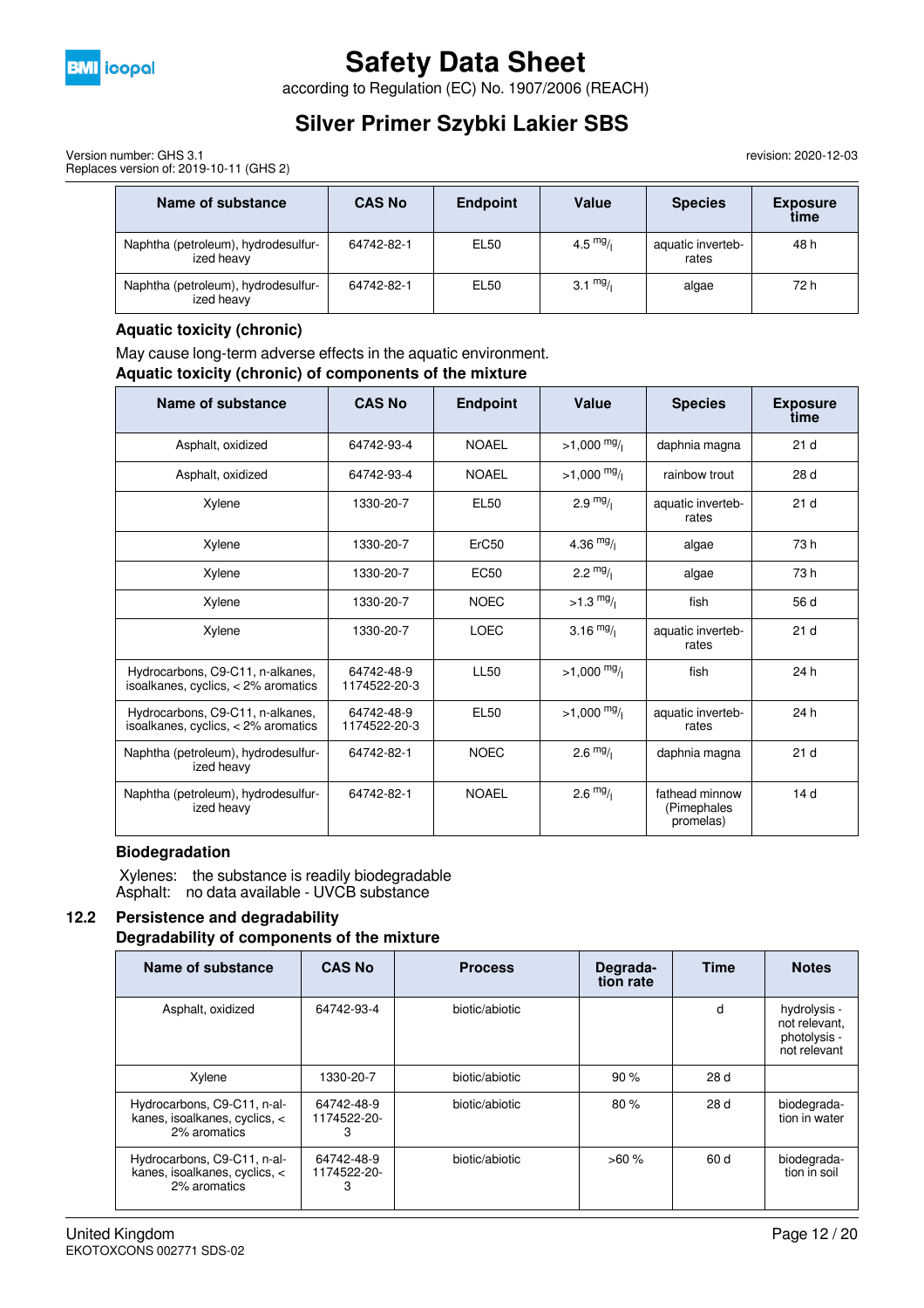| Name of substance | CAS No | Endpoint | Value | Species | Exposure time |
|---|---|---|---|---|---|
| Naphtha (petroleum), hydrodesulfurized heavy | 64742-82-1 | EL50 | 4.5 $^{mg}/_{l}$ | aquatic invertebrates | 48 h |
| Naphtha (petroleum), hydrodesulfurized heavy | 64742-82-1 | EL50 | 3.1 $^{mg}/_{l}$ | algae | 72 h |

**Aquatic toxicity (chronic)**

May cause long-term adverse effects in the aquatic environment.

**Aquatic toxicity (chronic) of components of the mixture**

| Name of substance | CAS No | Endpoint | Value | Species | Exposure time |
|---|---|---|---|---|---|
| Asphalt, oxidized | 64742-93-4 | NOAEL | >1,000 $^{mg}/_{l}$ | daphnia magna | 21 d |
| Asphalt, oxidized | 64742-93-4 | NOAEL | >1,000 $^{mg}/_{l}$ | rainbow trout | 28 d |
| Xylene | 1330-20-7 | EL50 | 2.9 $^{mg}/_{l}$ | aquatic invertebrates | 21 d |
| Xylene | 1330-20-7 | ErC50 | 4.36 $^{mg}/_{l}$ | algae | 73 h |
| Xylene | 1330-20-7 | EC50 | 2.2 $^{mg}/_{l}$ | algae | 73 h |
| Xylene | 1330-20-7 | NOEC | >1.3 $^{mg}/_{l}$ | fish | 56 d |
| Xylene | 1330-20-7 | LOEC | 3.16 $^{mg}/_{l}$ | aquatic invertebrates | 21 d |
| Hydrocarbons, C9-C11, n-alkanes, isoalkanes, cyclics, < 2% aromatics | 64742-48-9 1174522-20-3 | LL50 | >1,000 $^{mg}/_{l}$ | fish | 24 h |
| Hydrocarbons, C9-C11, n-alkanes, isoalkanes, cyclics, < 2% aromatics | 64742-48-9 1174522-20-3 | EL50 | >1,000 $^{mg}/_{l}$ | aquatic invertebrates | 24 h |
| Naphtha (petroleum), hydrodesulfurized heavy | 64742-82-1 | NOEC | 2.6 $^{mg}/_{l}$ | daphnia magna | 21 d |
| Naphtha (petroleum), hydrodesulfurized heavy | 64742-82-1 | NOAEL | 2.6 $^{mg}/_{l}$ | fathead minnow (Pimephales promelas) | 14 d |

**Biodegradation**

Xylenes: the substance is readily biodegradable
Asphalt: no data available - UVCB substance

## 12.2 Persistence and degradability

**Degradability of components of the mixture**

| Name of substance | CAS No | Process | Degradation rate | Time | Notes |
|---|---|---|---|---|---|
| Asphalt, oxidized | 64742-93-4 | biotic/abiotic | | d | hydrolysis - not relevant, photolysis - not relevant |
| Xylene | 1330-20-7 | biotic/abiotic | 90 % | 28 d | |
| Hydrocarbons, C9-C11, n-alkanes, isoalkanes, cyclics, < 2% aromatics | 64742-48-9 1174522-20-3 | biotic/abiotic | 80 % | 28 d | biodegradation in water |
| Hydrocarbons, C9-C11, n-alkanes, isoalkanes, cyclics, < 2% aromatics | 64742-48-9 1174522-20-3 | biotic/abiotic | >60 % | 60 d | biodegradation in soil |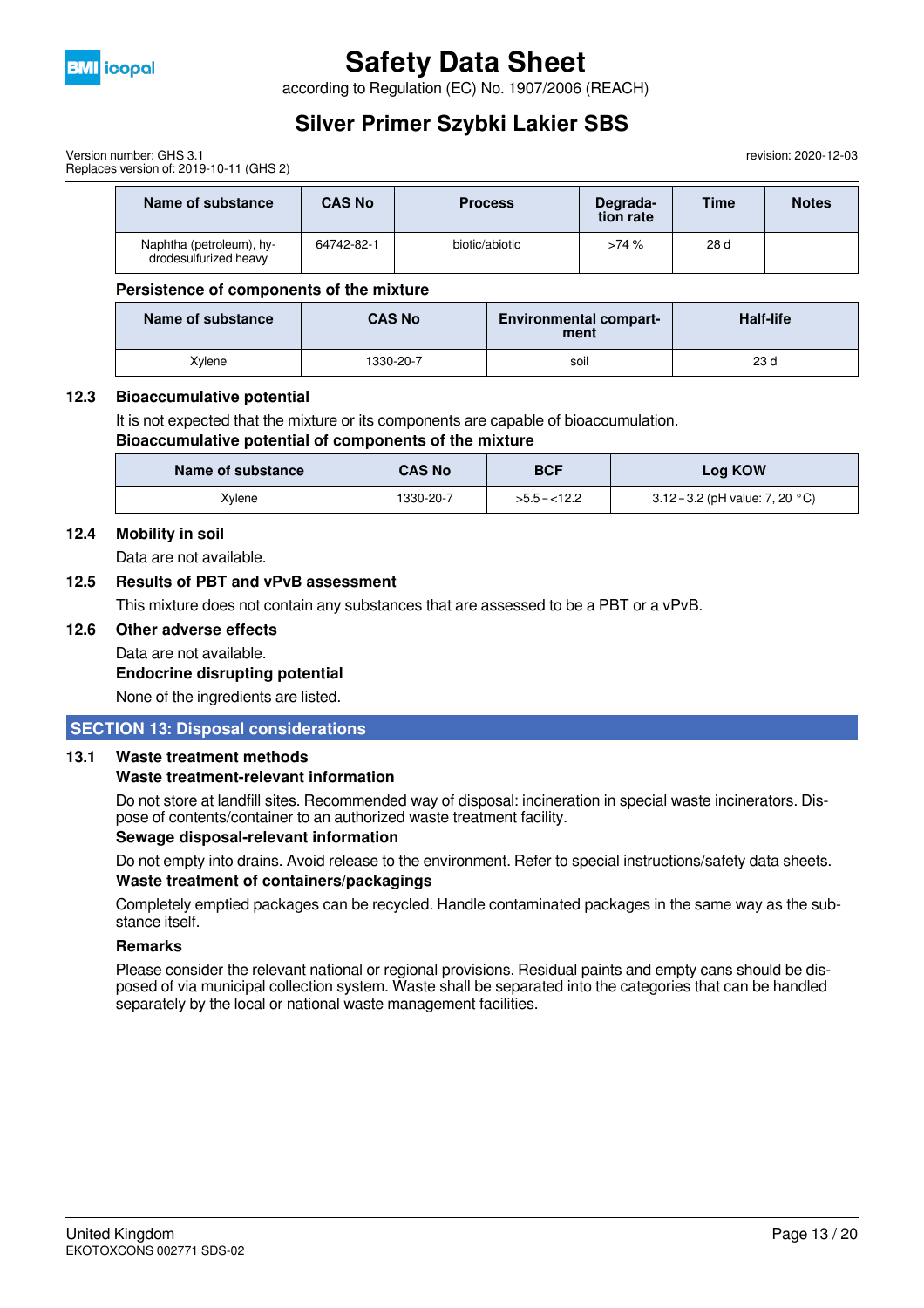| Name of substance | CAS No | Process | Degradation rate | Time | Notes |
|---|---|---|---|---|---|
| Naphtha (petroleum), hydrodesulfurized heavy | 64742-82-1 | biotic/abiotic | >74 % | 28 d | |

**Persistence of components of the mixture**

| Name of substance | CAS No | Environmental compartment | Half-life |
|---|---|---|---|
| Xylene | 1330-20-7 | soil | 23 d |

### 12.3 Bioaccumulative potential

It is not expected that the mixture or its components are capable of bioaccumulation.

**Bioaccumulative potential of components of the mixture**

| Name of substance | CAS No | BCF | Log KOW |
|---|---|---|---|
| Xylene | 1330-20-7 | >5.5 – <12.2 | 3.12 – 3.2 (pH value: 7, 20 °C) |

### 12.4 Mobility in soil

Data are not available.

### 12.5 Results of PBT and vPvB assessment

This mixture does not contain any substances that are assessed to be a PBT or a vPvB.

### 12.6 Other adverse effects

Data are not available.

**Endocrine disrupting potential**

None of the ingredients are listed.

## SECTION 13: Disposal considerations

### 13.1 Waste treatment methods

**Waste treatment-relevant information**

Do not store at landfill sites. Recommended way of disposal: incineration in special waste incinerators. Dispose of contents/container to an authorized waste treatment facility.

**Sewage disposal-relevant information**

Do not empty into drains. Avoid release to the environment. Refer to special instructions/safety data sheets.

**Waste treatment of containers/packagings**

Completely emptied packages can be recycled. Handle contaminated packages in the same way as the substance itself.

**Remarks**

Please consider the relevant national or regional provisions. Residual paints and empty cans should be disposed of via municipal collection system. Waste shall be separated into the categories that can be handled separately by the local or national waste management facilities.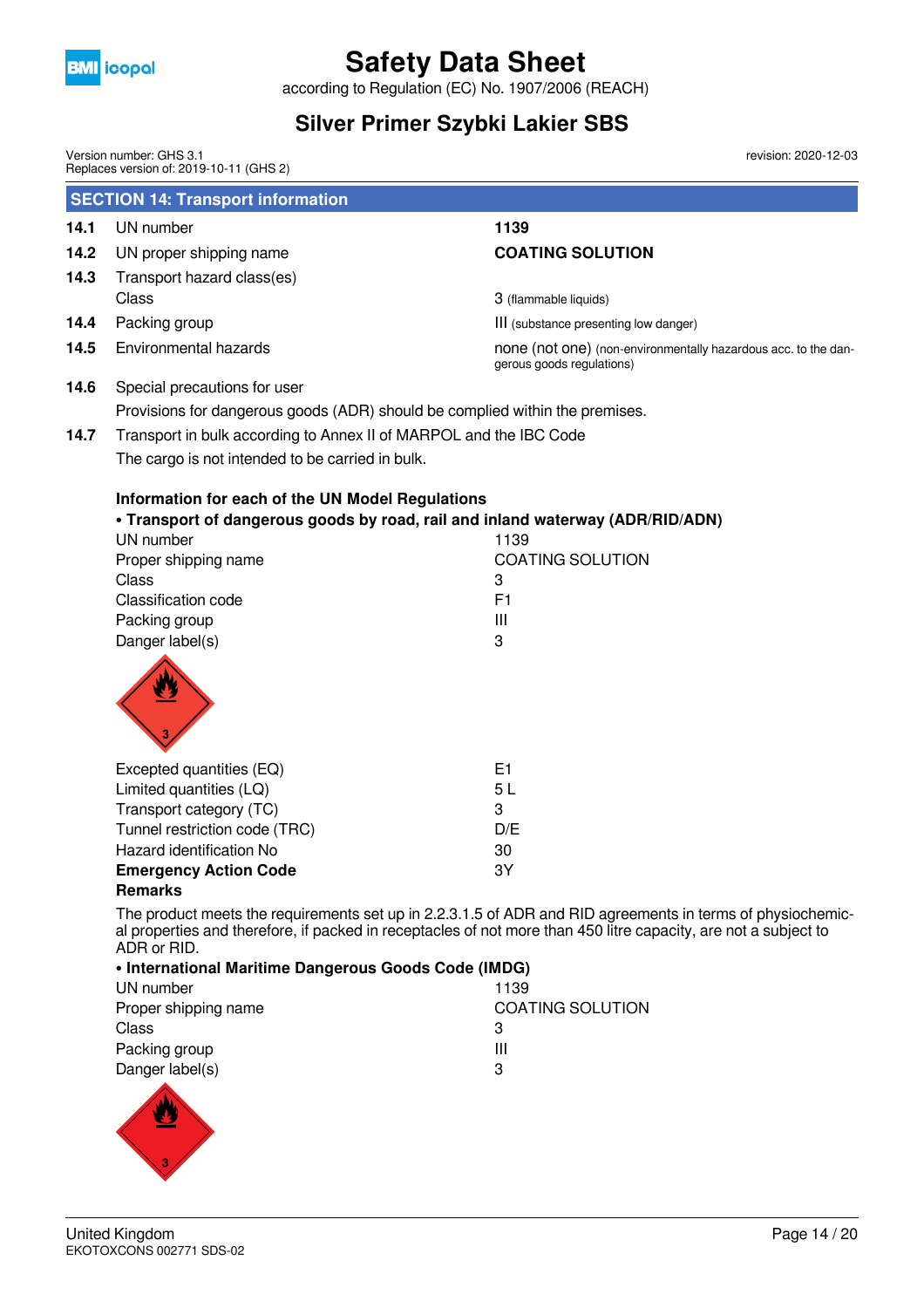## SECTION 14: Transport information

| | | |
|---|---|---|
| **14.1** | UN number | **1139** |
| **14.2** | UN proper shipping name | **COATING SOLUTION** |
| **14.3** | Transport hazard class(es) | |
| | Class | 3 (flammable liquids) |
| **14.4** | Packing group | III (substance presenting low danger) |
| **14.5** | Environmental hazards | none (not one) (non-environmentally hazardous acc. to the dangerous goods regulations) |

**14.6** Special precautions for user

Provisions for dangerous goods (ADR) should be complied within the premises.

**14.7** Transport in bulk according to Annex II of MARPOL and the IBC Code

The cargo is not intended to be carried in bulk.

**Information for each of the UN Model Regulations**

**• Transport of dangerous goods by road, rail and inland waterway (ADR/RID/ADN)**

| | |
|---|---|
| UN number | 1139 |
| Proper shipping name | COATING SOLUTION |
| Class | 3 |
| Classification code | F1 |
| Packing group | III |
| Danger label(s) | 3 |

| | |
|---|---|
| Excepted quantities (EQ) | E1 |
| Limited quantities (LQ) | 5 L |
| Transport category (TC) | 3 |
| Tunnel restriction code (TRC) | D/E |
| Hazard identification No | 30 |
| **Emergency Action Code** | 3Y |

**Remarks**

The product meets the requirements set up in 2.2.3.1.5 of ADR and RID agreements in terms of physiochemical properties and therefore, if packed in receptacles of not more than 450 litre capacity, are not a subject to ADR or RID.

**• International Maritime Dangerous Goods Code (IMDG)**

| | |
|---|---|
| UN number | 1139 |
| Proper shipping name | COATING SOLUTION |
| Class | 3 |
| Packing group | III |
| Danger label(s) | 3 |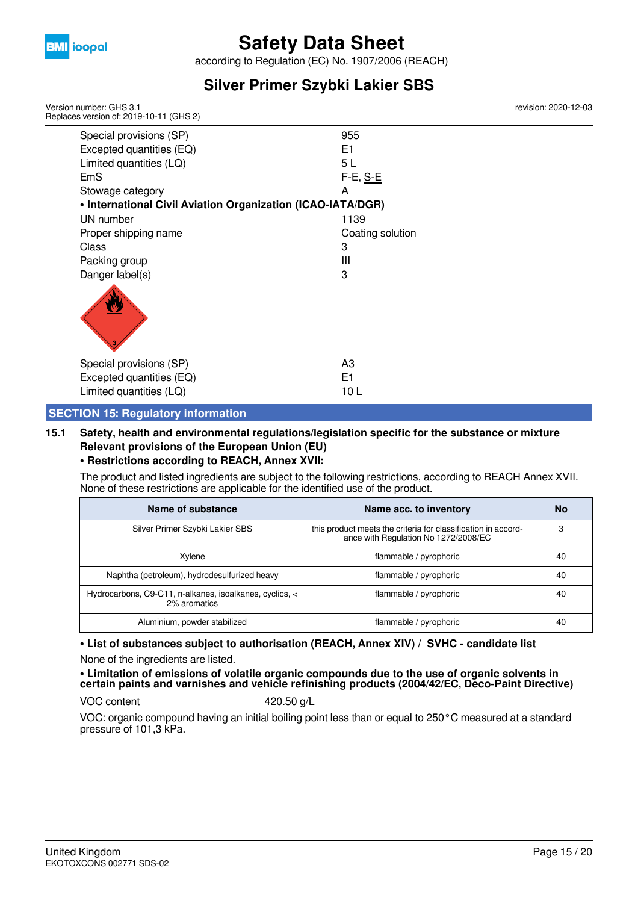| | |
|---|---|
| Special provisions (SP) | 955 |
| Excepted quantities (EQ) | E1 |
| Limited quantities (LQ) | 5 L |
| EmS | F-E, S-E |
| Stowage category | A |

**• International Civil Aviation Organization (ICAO-IATA/DGR)**

| | |
|---|---|
| UN number | 1139 |
| Proper shipping name | Coating solution |
| Class | 3 |
| Packing group | III |
| Danger label(s) | 3 |

| | |
|---|---|
| Special provisions (SP) | A3 |
| Excepted quantities (EQ) | E1 |
| Limited quantities (LQ) | 10 L |

## SECTION 15: Regulatory information

### 15.1 Safety, health and environmental regulations/legislation specific for the substance or mixture

**Relevant provisions of the European Union (EU)**

**• Restrictions according to REACH, Annex XVII:**

The product and listed ingredients are subject to the following restrictions, according to REACH Annex XVII. None of these restrictions are applicable for the identified use of the product.

| Name of substance | Name acc. to inventory | No |
|---|---|---|
| Silver Primer Szybki Lakier SBS | this product meets the criteria for classification in accordance with Regulation No 1272/2008/EC | 3 |
| Xylene | flammable / pyrophoric | 40 |
| Naphtha (petroleum), hydrodesulfurized heavy | flammable / pyrophoric | 40 |
| Hydrocarbons, C9-C11, n-alkanes, isoalkanes, cyclics, < 2% aromatics | flammable / pyrophoric | 40 |
| Aluminium, powder stabilized | flammable / pyrophoric | 40 |

**• List of substances subject to authorisation (REACH, Annex XIV) / SVHC - candidate list**

None of the ingredients are listed.

**• Limitation of emissions of volatile organic compounds due to the use of organic solvents in certain paints and varnishes and vehicle refinishing products (2004/42/EC, Deco-Paint Directive)**

VOC content 420.50 g/L

VOC: organic compound having an initial boiling point less than or equal to 250 °C measured at a standard pressure of 101,3 kPa.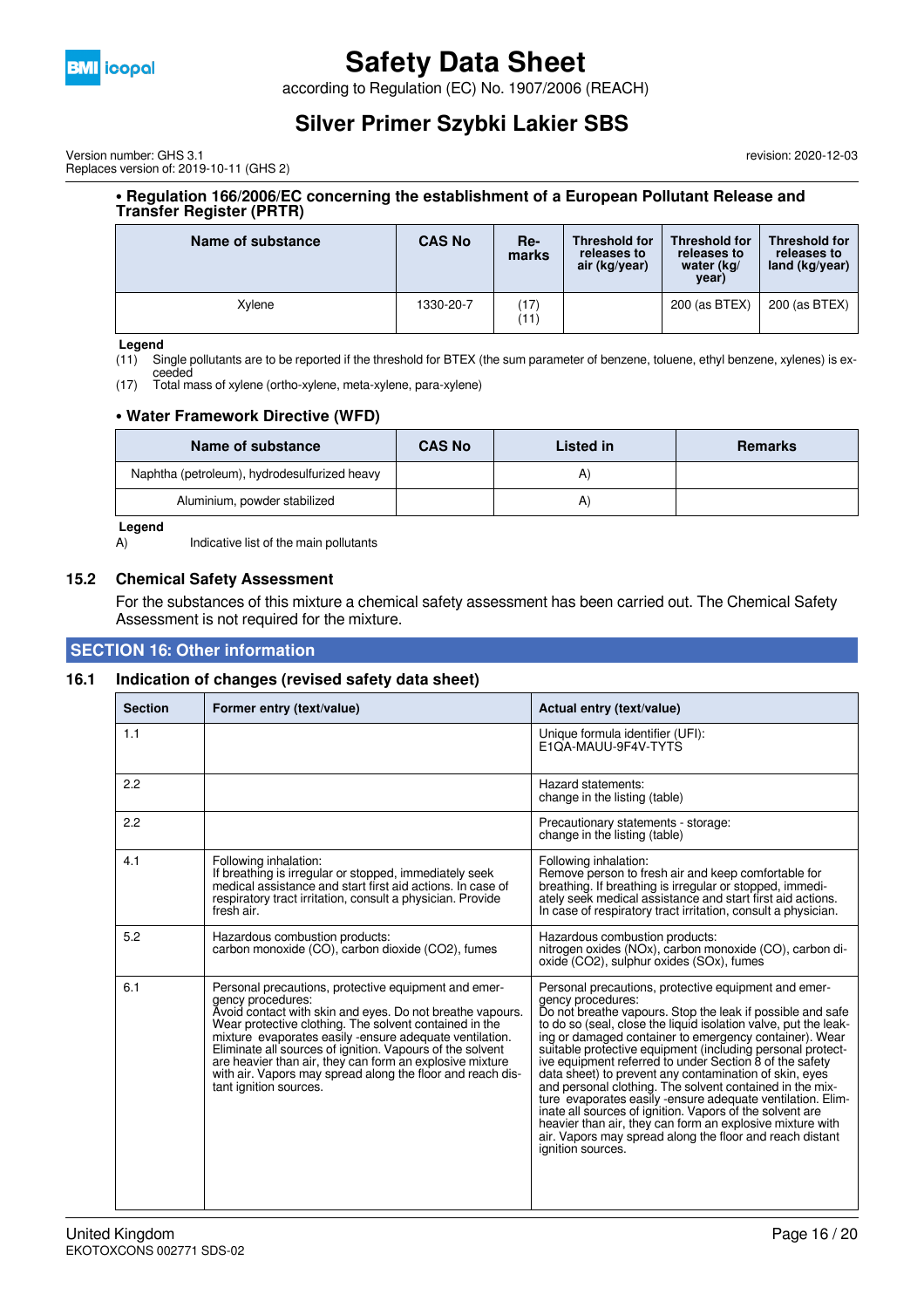• **Regulation 166/2006/EC concerning the establishment of a European Pollutant Release and Transfer Register (PRTR)**

| Name of substance | CAS No | Remarks | Threshold for releases to air (kg/year) | Threshold for releases to water (kg/year) | Threshold for releases to land (kg/year) |
|---|---|---|---|---|---|
| Xylene | 1330-20-7 | (17) (11) | | 200 (as BTEX) | 200 (as BTEX) |

**Legend**

(11) Single pollutants are to be reported if the threshold for BTEX (the sum parameter of benzene, toluene, ethyl benzene, xylenes) is exceeded
(17) Total mass of xylene (ortho-xylene, meta-xylene, para-xylene)

• **Water Framework Directive (WFD)**

| Name of substance | CAS No | Listed in | Remarks |
|---|---|---|---|
| Naphtha (petroleum), hydrodesulfurized heavy | | A) | |
| Aluminium, powder stabilized | | A) | |

**Legend**

A) Indicative list of the main pollutants

### 15.2 Chemical Safety Assessment

For the substances of this mixture a chemical safety assessment has been carried out. The Chemical Safety Assessment is not required for the mixture.

## SECTION 16: Other information

### 16.1 Indication of changes (revised safety data sheet)

| Section | Former entry (text/value) | Actual entry (text/value) |
|---|---|---|
| 1.1 | | Unique formula identifier (UFI): E1QA-MAUU-9F4V-TYTS |
| 2.2 | | Hazard statements: change in the listing (table) |
| 2.2 | | Precautionary statements - storage: change in the listing (table) |
| 4.1 | Following inhalation: If breathing is irregular or stopped, immediately seek medical assistance and start first aid actions. In case of respiratory tract irritation, consult a physician. Provide fresh air. | Following inhalation: Remove person to fresh air and keep comfortable for breathing. If breathing is irregular or stopped, immediately seek medical assistance and start first aid actions. In case of respiratory tract irritation, consult a physician. |
| 5.2 | Hazardous combustion products: carbon monoxide (CO), carbon dioxide (CO2), fumes | Hazardous combustion products: nitrogen oxides (NOx), carbon monoxide (CO), carbon dioxide (CO2), sulphur oxides (SOx), fumes |
| 6.1 | Personal precautions, protective equipment and emergency procedures: Avoid contact with skin and eyes. Do not breathe vapours. Wear protective clothing. The solvent contained in the mixture evaporates easily -ensure adequate ventilation. Eliminate all sources of ignition. Vapours of the solvent are heavier than air, they can form an explosive mixture with air. Vapors may spread along the floor and reach distant ignition sources. | Personal precautions, protective equipment and emergency procedures: Do not breathe vapours. Stop the leak if possible and safe to do so (seal, close the liquid isolation valve, put the leaking or damaged container to emergency container). Wear suitable protective equipment (including personal protective equipment referred to under Section 8 of the safety data sheet) to prevent any contamination of skin, eyes and personal clothing. The solvent contained in the mixture evaporates easily -ensure adequate ventilation. Eliminate all sources of ignition. Vapors of the solvent are heavier than air, they can form an explosive mixture with air. Vapors may spread along the floor and reach distant ignition sources. |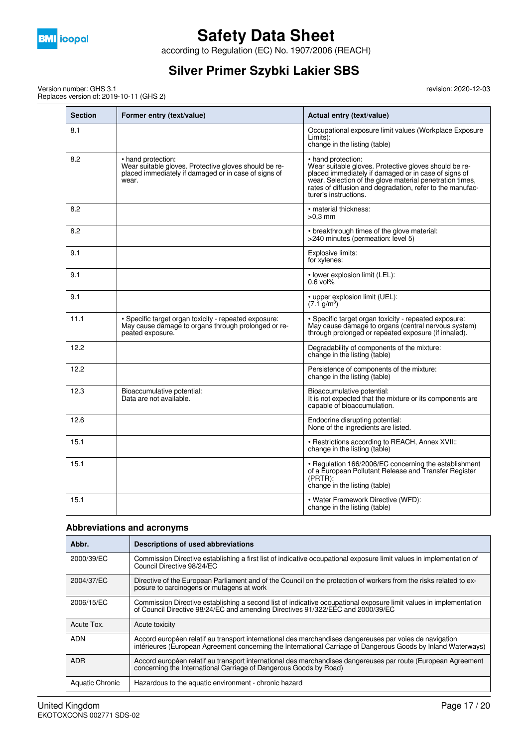| Section | Former entry (text/value) | Actual entry (text/value) |
|---|---|---|
| 8.1 | | Occupational exposure limit values (Workplace Exposure Limits): change in the listing (table) |
| 8.2 | • hand protection: Wear suitable gloves. Protective gloves should be replaced immediately if damaged or in case of signs of wear. | • hand protection: Wear suitable gloves. Protective gloves should be replaced immediately if damaged or in case of signs of wear. Selection of the glove material penetration times, rates of diffusion and degradation, refer to the manufacturer's instructions. |
| 8.2 | | • material thickness: >0,3 mm |
| 8.2 | | • breakthrough times of the glove material: >240 minutes (permeation: level 5) |
| 9.1 | | Explosive limits: for xylenes: |
| 9.1 | | • lower explosion limit (LEL): 0.6 vol% |
| 9.1 | | • upper explosion limit (UEL): (7.1 $g/m^3$) |
| 11.1 | • Specific target organ toxicity - repeated exposure: May cause damage to organs through prolonged or repeated exposure. | • Specific target organ toxicity - repeated exposure: May cause damage to organs (central nervous system) through prolonged or repeated exposure (if inhaled). |
| 12.2 | | Degradability of components of the mixture: change in the listing (table) |
| 12.2 | | Persistence of components of the mixture: change in the listing (table) |
| 12.3 | Bioaccumulative potential: Data are not available. | Bioaccumulative potential: It is not expected that the mixture or its components are capable of bioaccumulation. |
| 12.6 | | Endocrine disrupting potential: None of the ingredients are listed. |
| 15.1 | | • Restrictions according to REACH, Annex XVII:: change in the listing (table) |
| 15.1 | | • Regulation 166/2006/EC concerning the establishment of a European Pollutant Release and Transfer Register (PRTR): change in the listing (table) |
| 15.1 | | • Water Framework Directive (WFD): change in the listing (table) |

### Abbreviations and acronyms

| Abbr. | Descriptions of used abbreviations |
|---|---|
| 2000/39/EC | Commission Directive establishing a first list of indicative occupational exposure limit values in implementation of Council Directive 98/24/EC |
| 2004/37/EC | Directive of the European Parliament and of the Council on the protection of workers from the risks related to exposure to carcinogens or mutagens at work |
| 2006/15/EC | Commission Directive establishing a second list of indicative occupational exposure limit values in implementation of Council Directive 98/24/EC and amending Directives 91/322/EEC and 2000/39/EC |
| Acute Tox. | Acute toxicity |
| ADN | Accord européen relatif au transport international des marchandises dangereuses par voies de navigation intérieures (European Agreement concerning the International Carriage of Dangerous Goods by Inland Waterways) |
| ADR | Accord européen relatif au transport international des marchandises dangereuses par route (European Agreement concerning the International Carriage of Dangerous Goods by Road) |
| Aquatic Chronic | Hazardous to the aquatic environment - chronic hazard |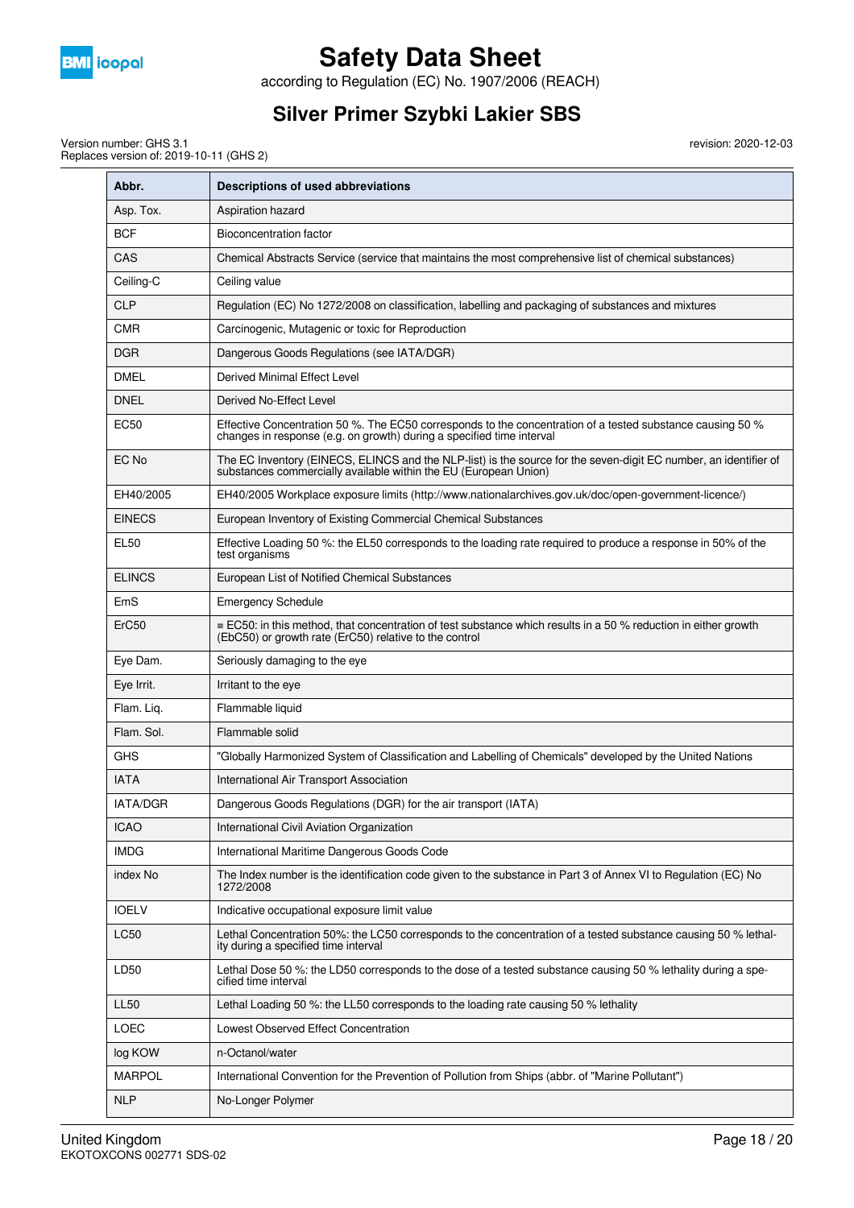| Abbr. | Descriptions of used abbreviations |
|---|---|
| Asp. Tox. | Aspiration hazard |
| BCF | Bioconcentration factor |
| CAS | Chemical Abstracts Service (service that maintains the most comprehensive list of chemical substances) |
| Ceiling-C | Ceiling value |
| CLP | Regulation (EC) No 1272/2008 on classification, labelling and packaging of substances and mixtures |
| CMR | Carcinogenic, Mutagenic or toxic for Reproduction |
| DGR | Dangerous Goods Regulations (see IATA/DGR) |
| DMEL | Derived Minimal Effect Level |
| DNEL | Derived No-Effect Level |
| EC50 | Effective Concentration 50 %. The EC50 corresponds to the concentration of a tested substance causing 50 % changes in response (e.g. on growth) during a specified time interval |
| EC No | The EC Inventory (EINECS, ELINCS and the NLP-list) is the source for the seven-digit EC number, an identifier of substances commercially available within the EU (European Union) |
| EH40/2005 | EH40/2005 Workplace exposure limits (http://www.nationalarchives.gov.uk/doc/open-government-licence/) |
| EINECS | European Inventory of Existing Commercial Chemical Substances |
| EL50 | Effective Loading 50 %: the EL50 corresponds to the loading rate required to produce a response in 50% of the test organisms |
| ELINCS | European List of Notified Chemical Substances |
| EmS | Emergency Schedule |
| ErC50 | ≡ EC50: in this method, that concentration of test substance which results in a 50 % reduction in either growth (EbC50) or growth rate (ErC50) relative to the control |
| Eye Dam. | Seriously damaging to the eye |
| Eye Irrit. | Irritant to the eye |
| Flam. Liq. | Flammable liquid |
| Flam. Sol. | Flammable solid |
| GHS | "Globally Harmonized System of Classification and Labelling of Chemicals" developed by the United Nations |
| IATA | International Air Transport Association |
| IATA/DGR | Dangerous Goods Regulations (DGR) for the air transport (IATA) |
| ICAO | International Civil Aviation Organization |
| IMDG | International Maritime Dangerous Goods Code |
| index No | The Index number is the identification code given to the substance in Part 3 of Annex VI to Regulation (EC) No 1272/2008 |
| IOELV | Indicative occupational exposure limit value |
| LC50 | Lethal Concentration 50%: the LC50 corresponds to the concentration of a tested substance causing 50 % lethality during a specified time interval |
| LD50 | Lethal Dose 50 %: the LD50 corresponds to the dose of a tested substance causing 50 % lethality during a specified time interval |
| LL50 | Lethal Loading 50 %: the LL50 corresponds to the loading rate causing 50 % lethality |
| LOEC | Lowest Observed Effect Concentration |
| log KOW | n-Octanol/water |
| MARPOL | International Convention for the Prevention of Pollution from Ships (abbr. of "Marine Pollutant") |
| NLP | No-Longer Polymer |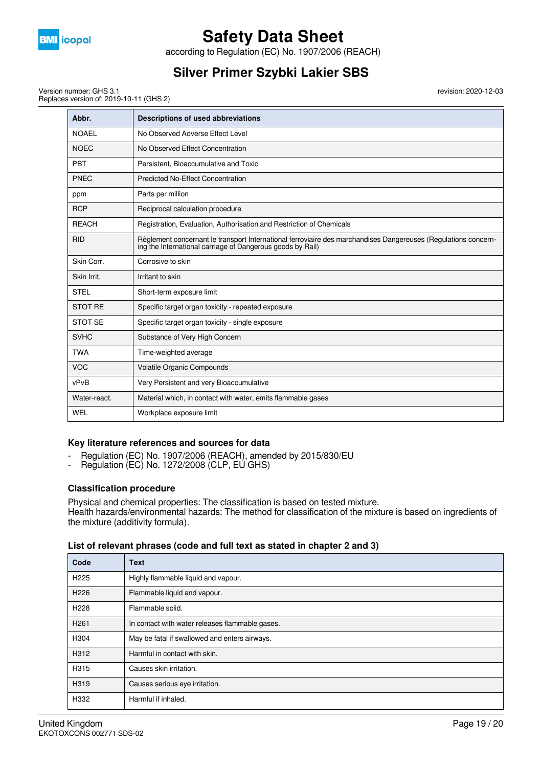| Abbr. | Descriptions of used abbreviations |
|---|---|
| NOAEL | No Observed Adverse Effect Level |
| NOEC | No Observed Effect Concentration |
| PBT | Persistent, Bioaccumulative and Toxic |
| PNEC | Predicted No-Effect Concentration |
| ppm | Parts per million |
| RCP | Reciprocal calculation procedure |
| REACH | Registration, Evaluation, Authorisation and Restriction of Chemicals |
| RID | Règlement concernant le transport International ferroviaire des marchandises Dangereuses (Regulations concerning the International carriage of Dangerous goods by Rail) |
| Skin Corr. | Corrosive to skin |
| Skin Irrit. | Irritant to skin |
| STEL | Short-term exposure limit |
| STOT RE | Specific target organ toxicity - repeated exposure |
| STOT SE | Specific target organ toxicity - single exposure |
| SVHC | Substance of Very High Concern |
| TWA | Time-weighted average |
| VOC | Volatile Organic Compounds |
| vPvB | Very Persistent and very Bioaccumulative |
| Water-react. | Material which, in contact with water, emits flammable gases |
| WEL | Workplace exposure limit |

### Key literature references and sources for data

- Regulation (EC) No. 1907/2006 (REACH), amended by 2015/830/EU
- Regulation (EC) No. 1272/2008 (CLP, EU GHS)

### Classification procedure

Physical and chemical properties: The classification is based on tested mixture.
Health hazards/environmental hazards: The method for classification of the mixture is based on ingredients of the mixture (additivity formula).

### List of relevant phrases (code and full text as stated in chapter 2 and 3)

| Code | Text |
|---|---|
| H225 | Highly flammable liquid and vapour. |
| H226 | Flammable liquid and vapour. |
| H228 | Flammable solid. |
| H261 | In contact with water releases flammable gases. |
| H304 | May be fatal if swallowed and enters airways. |
| H312 | Harmful in contact with skin. |
| H315 | Causes skin irritation. |
| H319 | Causes serious eye irritation. |
| H332 | Harmful if inhaled. |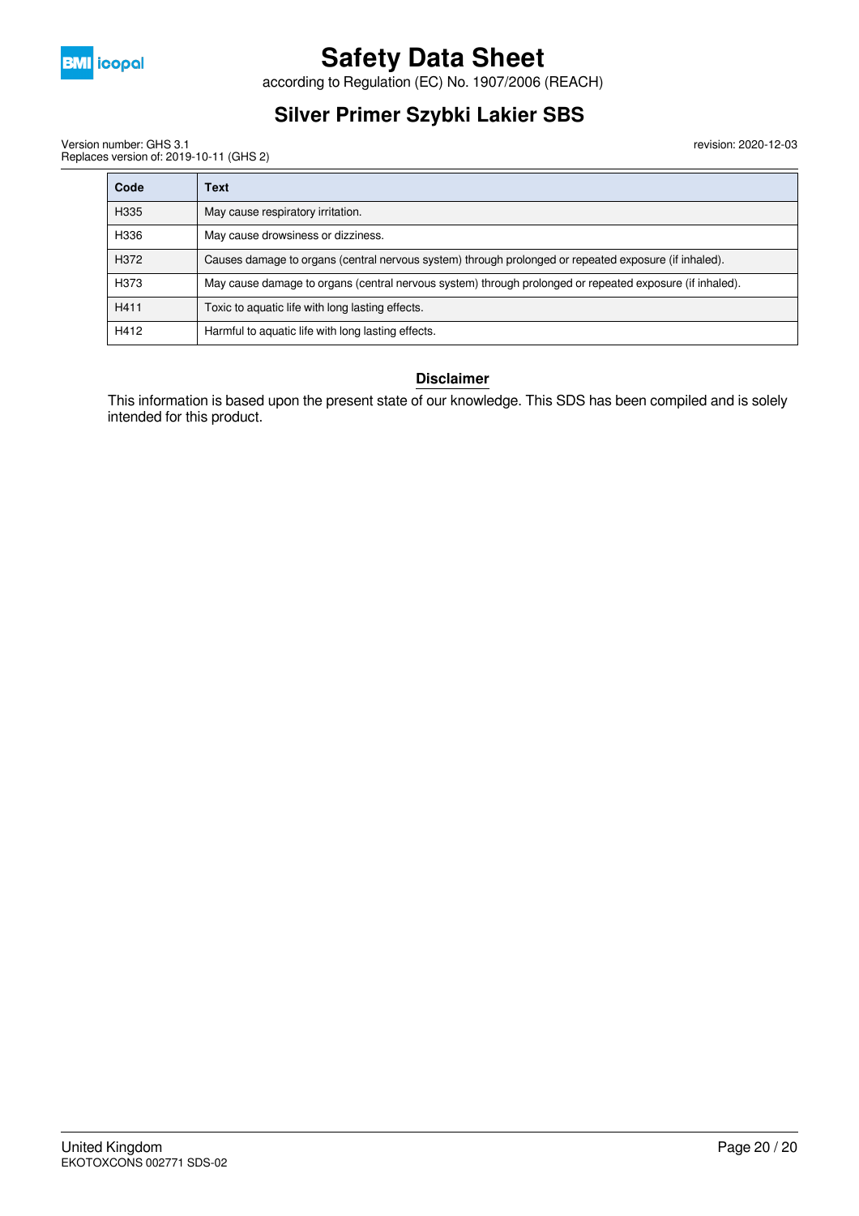| Code | Text |
|---|---|
| H335 | May cause respiratory irritation. |
| H336 | May cause drowsiness or dizziness. |
| H372 | Causes damage to organs (central nervous system) through prolonged or repeated exposure (if inhaled). |
| H373 | May cause damage to organs (central nervous system) through prolonged or repeated exposure (if inhaled). |
| H411 | Toxic to aquatic life with long lasting effects. |
| H412 | Harmful to aquatic life with long lasting effects. |

## Disclaimer

This information is based upon the present state of our knowledge. This SDS has been compiled and is solely intended for this product.